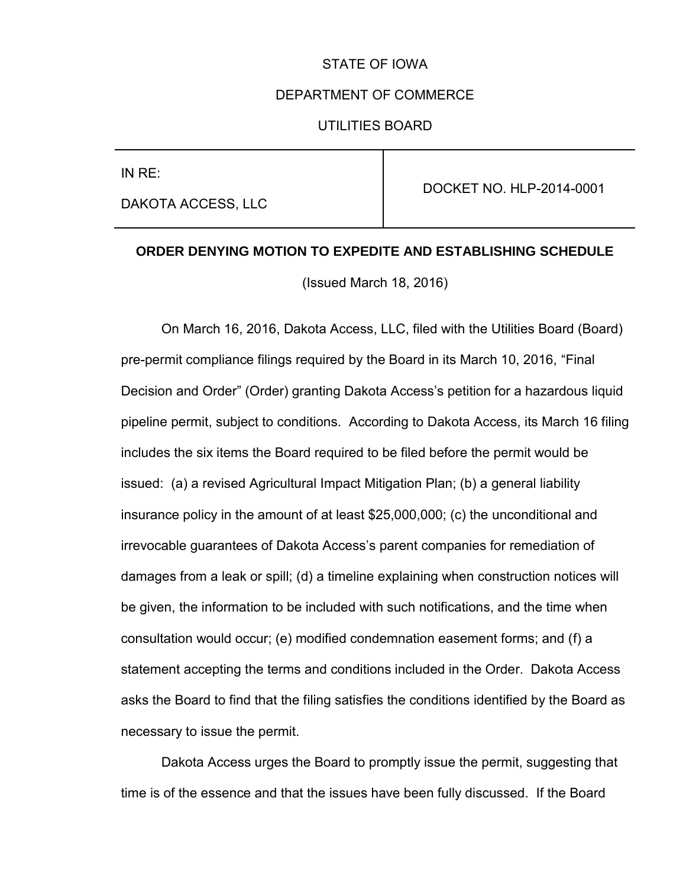STATE OF IOWA

DEPARTMENT OF COMMERCE

UTILITIES BOARD

| IN RE: DAKOTA ACCESS, LLC | DOCKET NO. HLP-2014-0001 |
| --- | --- |

**ORDER DENYING MOTION TO EXPEDITE AND ESTABLISHING SCHEDULE**

(Issued March 18, 2016)

On March 16, 2016, Dakota Access, LLC, filed with the Utilities Board (Board) pre-permit compliance filings required by the Board in its March 10, 2016, "Final Decision and Order" (Order) granting Dakota Access's petition for a hazardous liquid pipeline permit, subject to conditions. According to Dakota Access, its March 16 filing includes the six items the Board required to be filed before the permit would be issued: (a) a revised Agricultural Impact Mitigation Plan; (b) a general liability insurance policy in the amount of at least $25,000,000; (c) the unconditional and irrevocable guarantees of Dakota Access's parent companies for remediation of damages from a leak or spill; (d) a timeline explaining when construction notices will be given, the information to be included with such notifications, and the time when consultation would occur; (e) modified condemnation easement forms; and (f) a statement accepting the terms and conditions included in the Order. Dakota Access asks the Board to find that the filing satisfies the conditions identified by the Board as necessary to issue the permit.

Dakota Access urges the Board to promptly issue the permit, suggesting that time is of the essence and that the issues have been fully discussed. If the Board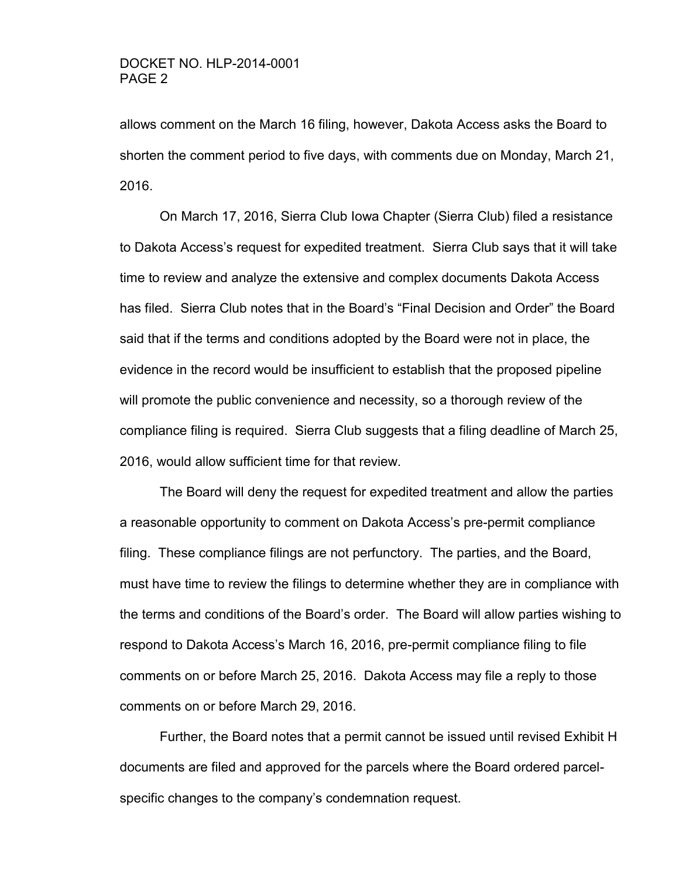allows comment on the March 16 filing, however, Dakota Access asks the Board to shorten the comment period to five days, with comments due on Monday, March 21, 2016.

On March 17, 2016, Sierra Club Iowa Chapter (Sierra Club) filed a resistance to Dakota Access's request for expedited treatment. Sierra Club says that it will take time to review and analyze the extensive and complex documents Dakota Access has filed. Sierra Club notes that in the Board's "Final Decision and Order" the Board said that if the terms and conditions adopted by the Board were not in place, the evidence in the record would be insufficient to establish that the proposed pipeline will promote the public convenience and necessity, so a thorough review of the compliance filing is required. Sierra Club suggests that a filing deadline of March 25, 2016, would allow sufficient time for that review.

The Board will deny the request for expedited treatment and allow the parties a reasonable opportunity to comment on Dakota Access's pre-permit compliance filing. These compliance filings are not perfunctory. The parties, and the Board, must have time to review the filings to determine whether they are in compliance with the terms and conditions of the Board's order. The Board will allow parties wishing to respond to Dakota Access's March 16, 2016, pre-permit compliance filing to file comments on or before March 25, 2016. Dakota Access may file a reply to those comments on or before March 29, 2016.

Further, the Board notes that a permit cannot be issued until revised Exhibit H documents are filed and approved for the parcels where the Board ordered parcel-specific changes to the company's condemnation request.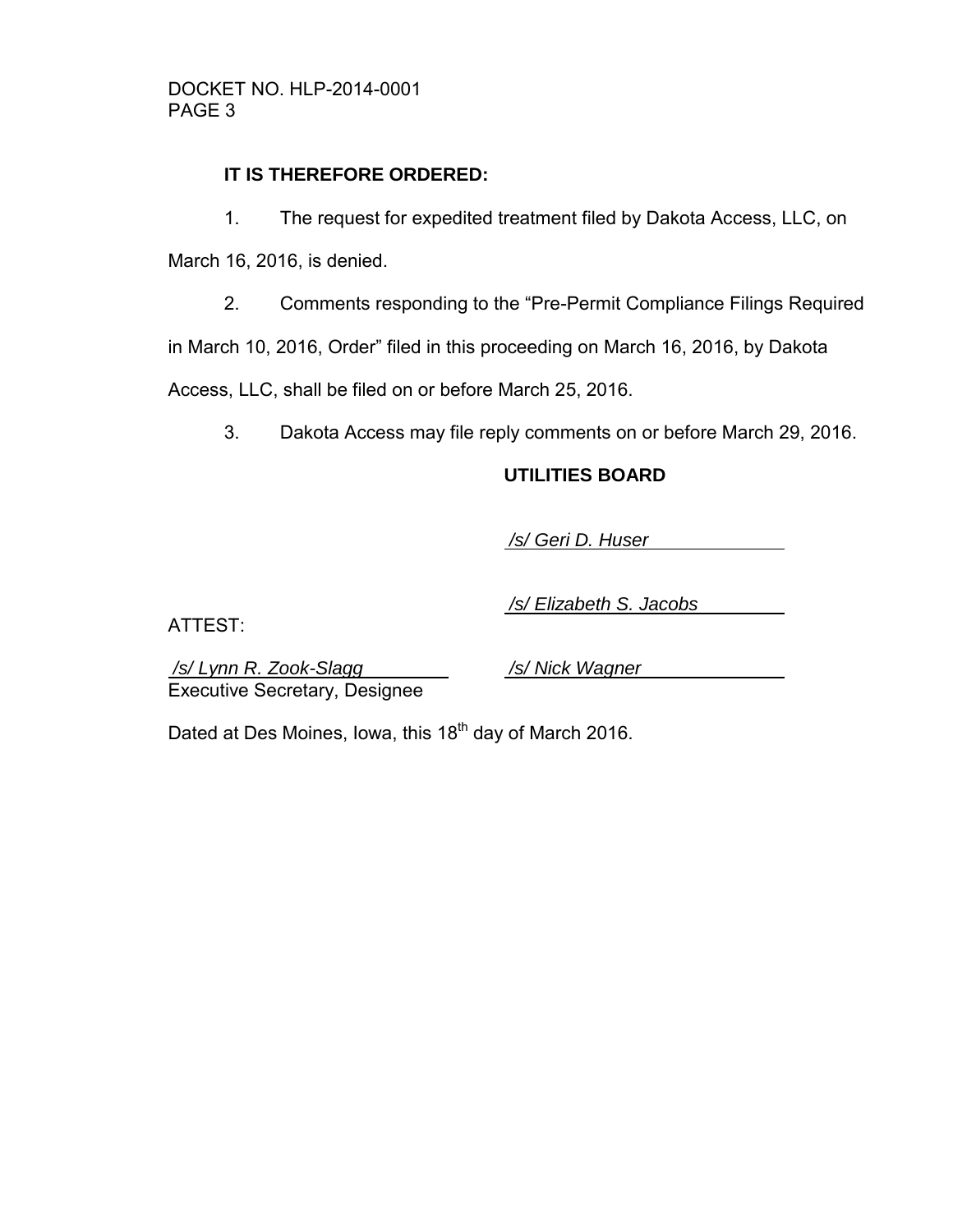**IT IS THEREFORE ORDERED:**

1. The request for expedited treatment filed by Dakota Access, LLC, on March 16, 2016, is denied.

2. Comments responding to the "Pre-Permit Compliance Filings Required in March 10, 2016, Order" filed in this proceeding on March 16, 2016, by Dakota Access, LLC, shall be filed on or before March 25, 2016.

3. Dakota Access may file reply comments on or before March 29, 2016.

**UTILITIES BOARD**

*/s/ Geri D. Huser*

*/s/ Elizabeth S. Jacobs*

ATTEST:

*/s/ Lynn R. Zook-Slagg*
Executive Secretary, Designee

*/s/ Nick Wagner*

Dated at Des Moines, Iowa, this 18th day of March 2016.